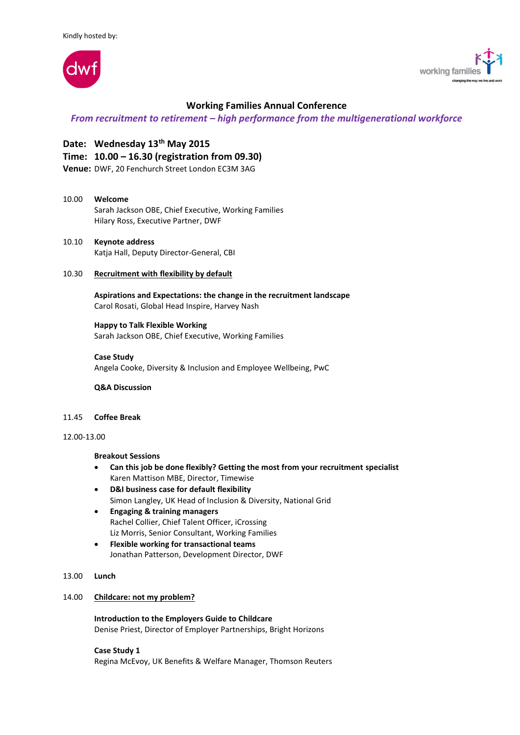Kindly hosted by:

dwf

working families
changing the way we live and work

# Working Families Annual Conference

*From recruitment to retirement – high performance from the multigenerational workforce*

**Date: Wednesday 13th May 2015**
**Time: 10.00 – 16.30 (registration from 09.30)**
**Venue:** DWF, 20 Fenchurch Street London EC3M 3AG

10.00 **Welcome**
Sarah Jackson OBE, Chief Executive, Working Families
Hilary Ross, Executive Partner, DWF

10.10 **Keynote address**
Katja Hall, Deputy Director-General, CBI

10.30 **Recruitment with flexibility by default**

**Aspirations and Expectations: the change in the recruitment landscape**
Carol Rosati, Global Head Inspire, Harvey Nash

**Happy to Talk Flexible Working**
Sarah Jackson OBE, Chief Executive, Working Families

**Case Study**
Angela Cooke, Diversity & Inclusion and Employee Wellbeing, PwC

**Q&A Discussion**

11.45 **Coffee Break**

12.00-13.00

**Breakout Sessions**

- **Can this job be done flexibly? Getting the most from your recruitment specialist**
  Karen Mattison MBE, Director, Timewise
- **D&I business case for default flexibility**
  Simon Langley, UK Head of Inclusion & Diversity, National Grid
- **Engaging & training managers**
  Rachel Collier, Chief Talent Officer, iCrossing
  Liz Morris, Senior Consultant, Working Families
- **Flexible working for transactional teams**
  Jonathan Patterson, Development Director, DWF

13.00 **Lunch**

14.00 **Childcare: not my problem?**

**Introduction to the Employers Guide to Childcare**
Denise Priest, Director of Employer Partnerships, Bright Horizons

**Case Study 1**
Regina McEvoy, UK Benefits & Welfare Manager, Thomson Reuters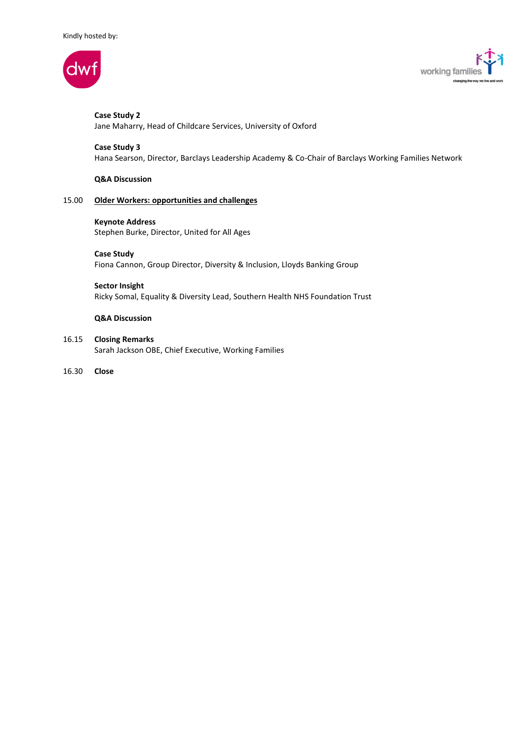Kindly hosted by:

**Case Study 2**
Jane Maharry, Head of Childcare Services, University of Oxford

**Case Study 3**
Hana Searson, Director, Barclays Leadership Academy & Co-Chair of Barclays Working Families Network

**Q&A Discussion**

15.00 **Older Workers: opportunities and challenges**

**Keynote Address**
Stephen Burke, Director, United for All Ages

**Case Study**
Fiona Cannon, Group Director, Diversity & Inclusion, Lloyds Banking Group

**Sector Insight**
Ricky Somal, Equality & Diversity Lead, Southern Health NHS Foundation Trust

**Q&A Discussion**

16.15 **Closing Remarks**
Sarah Jackson OBE, Chief Executive, Working Families

16.30 **Close**